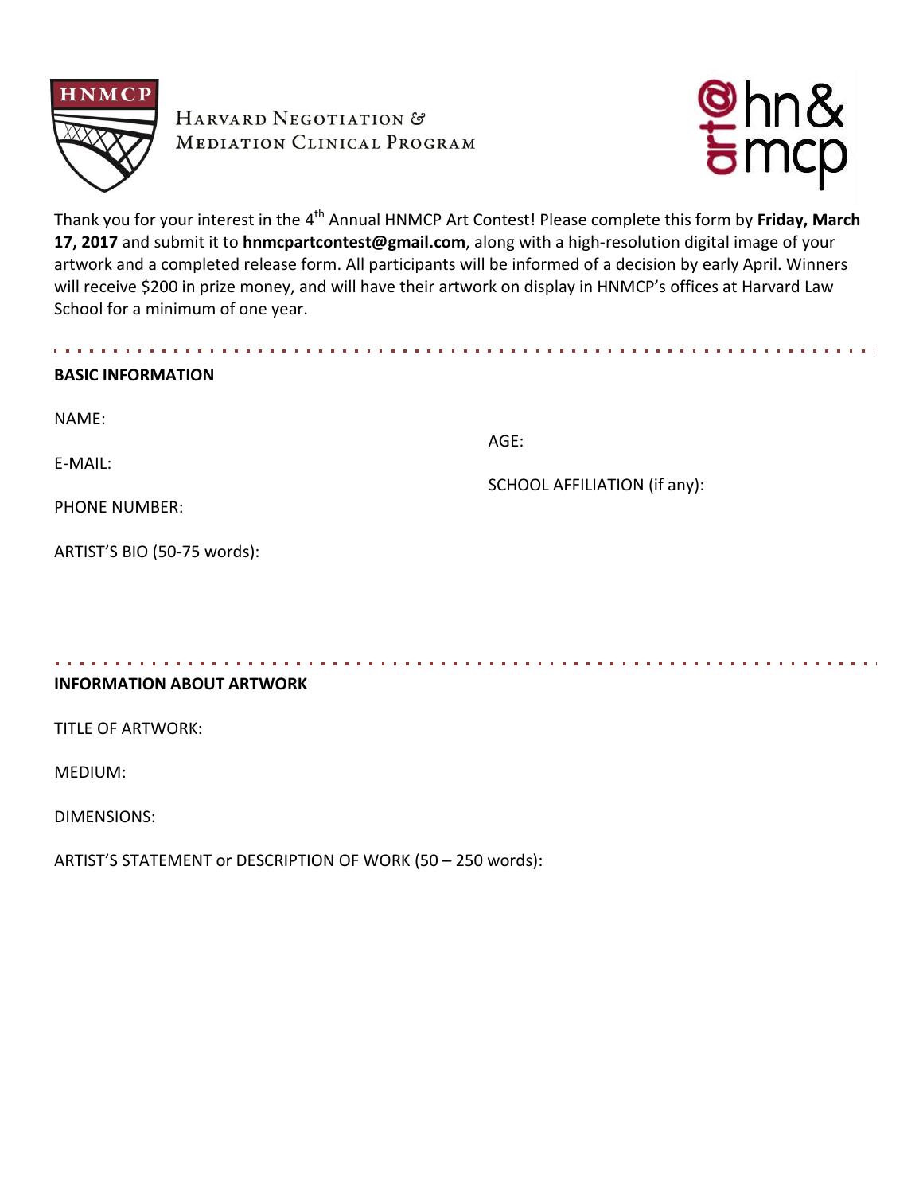HNMCP

Harvard Negotiation & Mediation Clinical Program

art@hn&mcp

Thank you for your interest in the 4th Annual HNMCP Art Contest! Please complete this form by **Friday, March 17, 2017** and submit it to **hnmcpartcontest@gmail.com**, along with a high-resolution digital image of your artwork and a completed release form. All participants will be informed of a decision by early April. Winners will receive $200 in prize money, and will have their artwork on display in HNMCP's offices at Harvard Law School for a minimum of one year.

---

**BASIC INFORMATION**

NAME:

AGE:

E-MAIL:

SCHOOL AFFILIATION (if any):

PHONE NUMBER:

ARTIST'S BIO (50-75 words):

---

**INFORMATION ABOUT ARTWORK**

TITLE OF ARTWORK:

MEDIUM:

DIMENSIONS:

ARTIST'S STATEMENT or DESCRIPTION OF WORK (50 – 250 words):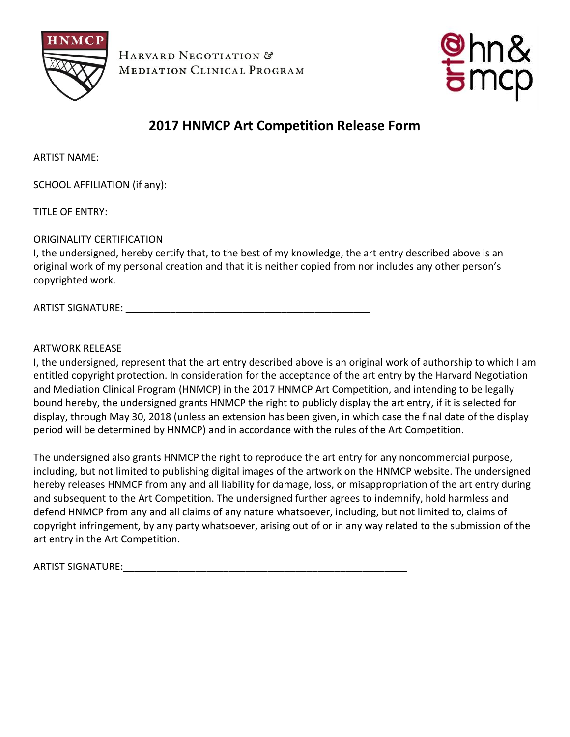HNMCP

HARVARD NEGOTIATION & MEDIATION CLINICAL PROGRAM

art@hn&mcp

# 2017 HNMCP Art Competition Release Form

ARTIST NAME:

SCHOOL AFFILIATION (if any):

TITLE OF ENTRY:

ORIGINALITY CERTIFICATION

I, the undersigned, hereby certify that, to the best of my knowledge, the art entry described above is an original work of my personal creation and that it is neither copied from nor includes any other person's copyrighted work.

ARTIST SIGNATURE: ____________________________________________

ARTWORK RELEASE

I, the undersigned, represent that the art entry described above is an original work of authorship to which I am entitled copyright protection. In consideration for the acceptance of the art entry by the Harvard Negotiation and Mediation Clinical Program (HNMCP) in the 2017 HNMCP Art Competition, and intending to be legally bound hereby, the undersigned grants HNMCP the right to publicly display the art entry, if it is selected for display, through May 30, 2018 (unless an extension has been given, in which case the final date of the display period will be determined by HNMCP) and in accordance with the rules of the Art Competition.

The undersigned also grants HNMCP the right to reproduce the art entry for any noncommercial purpose, including, but not limited to publishing digital images of the artwork on the HNMCP website. The undersigned hereby releases HNMCP from any and all liability for damage, loss, or misappropriation of the art entry during and subsequent to the Art Competition. The undersigned further agrees to indemnify, hold harmless and defend HNMCP from any and all claims of any nature whatsoever, including, but not limited to, claims of copyright infringement, by any party whatsoever, arising out of or in any way related to the submission of the art entry in the Art Competition.

ARTIST SIGNATURE:____________________________________________________